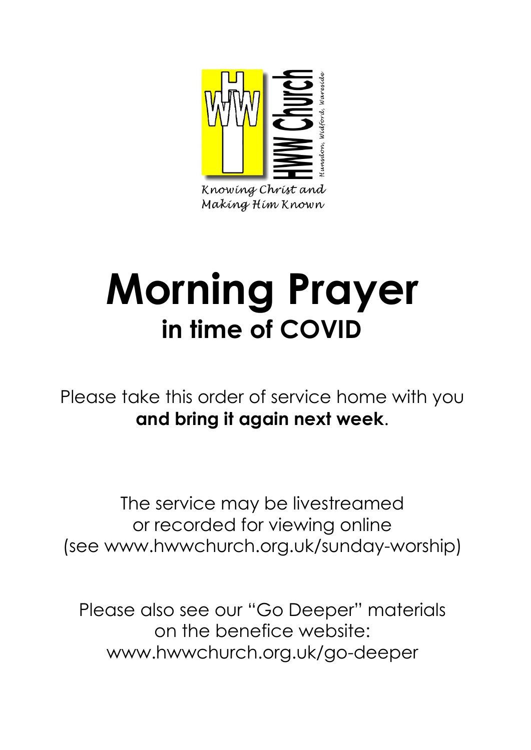HWW Church

Hunsdon, Widford, Wareside

*Knowing Christ and Making Him Known*

# Morning Prayer

## in time of COVID

Please take this order of service home with you **and bring it again next week**.

The service may be livestreamed or recorded for viewing online (see www.hwwchurch.org.uk/sunday-worship)

Please also see our "Go Deeper" materials on the benefice website: www.hwwchurch.org.uk/go-deeper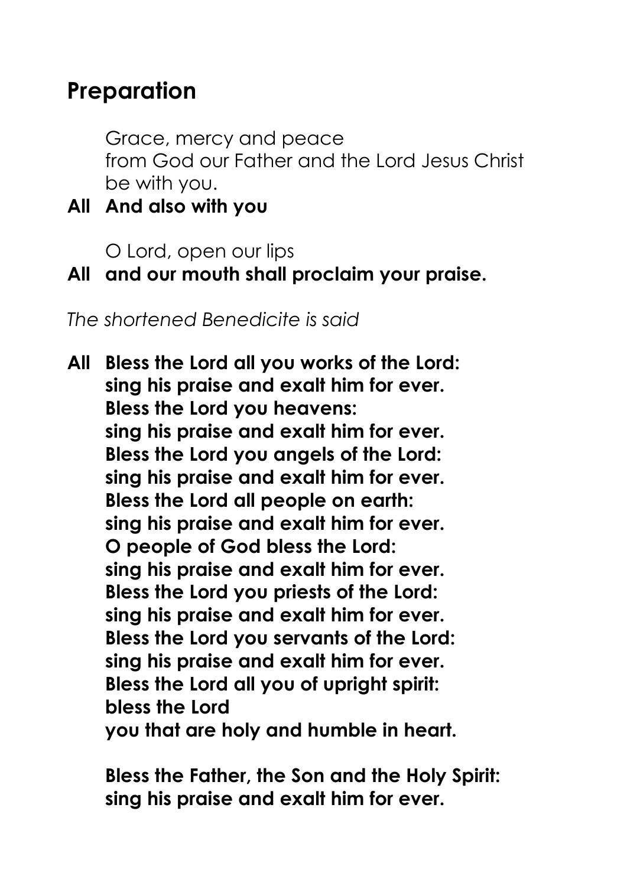## Preparation

Grace, mercy and peace  
from God our Father and the Lord Jesus Christ  
be with you.

**All And also with you**

O Lord, open our lips

**All and our mouth shall proclaim your praise.**

*The shortened Benedicite is said*

**All Bless the Lord all you works of the Lord:**  
**sing his praise and exalt him for ever.**  
**Bless the Lord you heavens:**  
**sing his praise and exalt him for ever.**  
**Bless the Lord you angels of the Lord:**  
**sing his praise and exalt him for ever.**  
**Bless the Lord all people on earth:**  
**sing his praise and exalt him for ever.**  
**O people of God bless the Lord:**  
**sing his praise and exalt him for ever.**  
**Bless the Lord you priests of the Lord:**  
**sing his praise and exalt him for ever.**  
**Bless the Lord you servants of the Lord:**  
**sing his praise and exalt him for ever.**  
**Bless the Lord all you of upright spirit:**  
**bless the Lord**  
**you that are holy and humble in heart.**

**Bless the Father, the Son and the Holy Spirit:**  
**sing his praise and exalt him for ever.**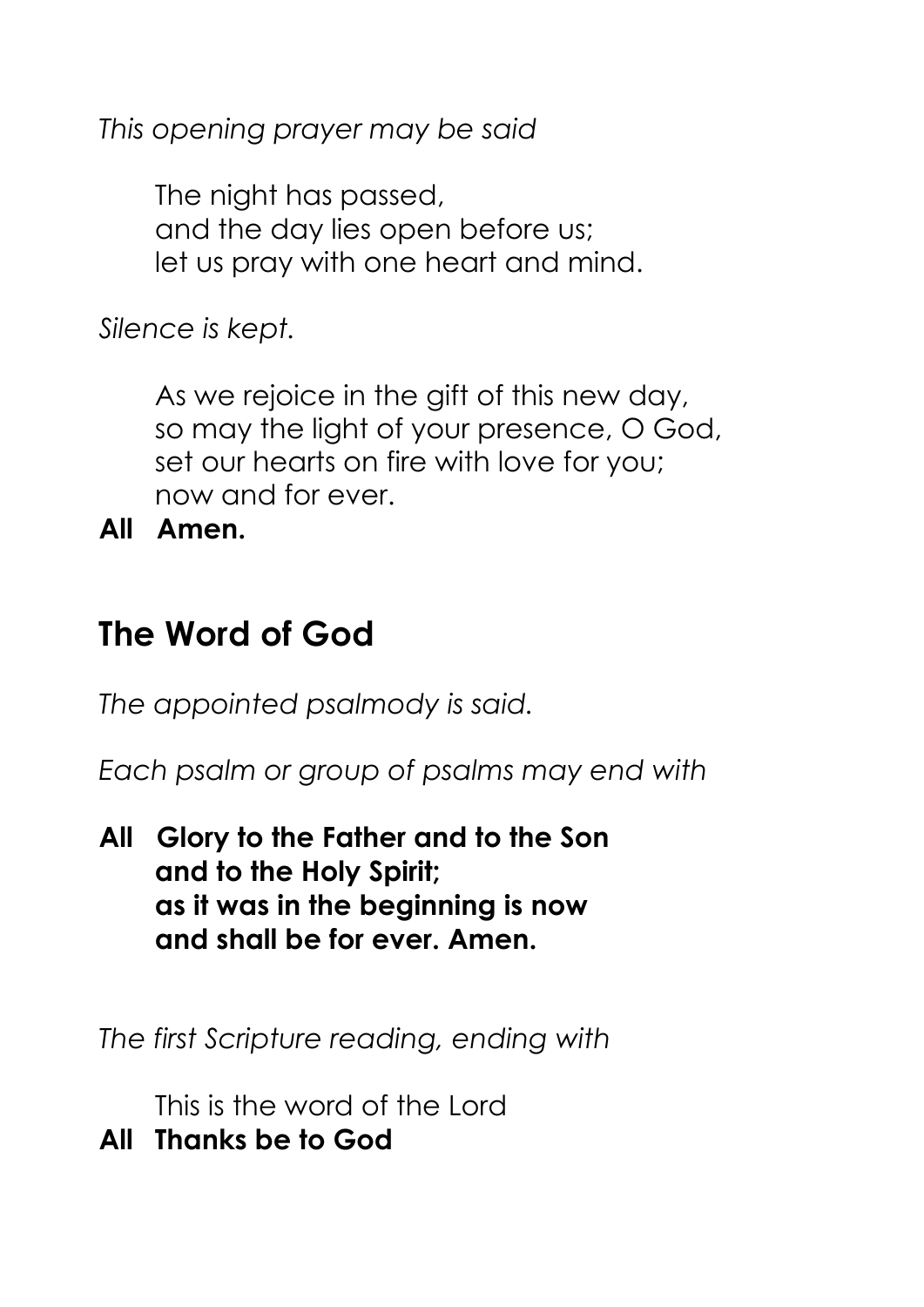*This opening prayer may be said*

The night has passed,
and the day lies open before us;
let us pray with one heart and mind.

*Silence is kept.*

As we rejoice in the gift of this new day,
so may the light of your presence, O God,
set our hearts on fire with love for you;
now and for ever.

**All Amen.**

## The Word of God

*The appointed psalmody is said.*

*Each psalm or group of psalms may end with*

**All Glory to the Father and to the Son
and to the Holy Spirit;
as it was in the beginning is now
and shall be for ever. Amen.**

*The first Scripture reading, ending with*

This is the word of the Lord

**All Thanks be to God**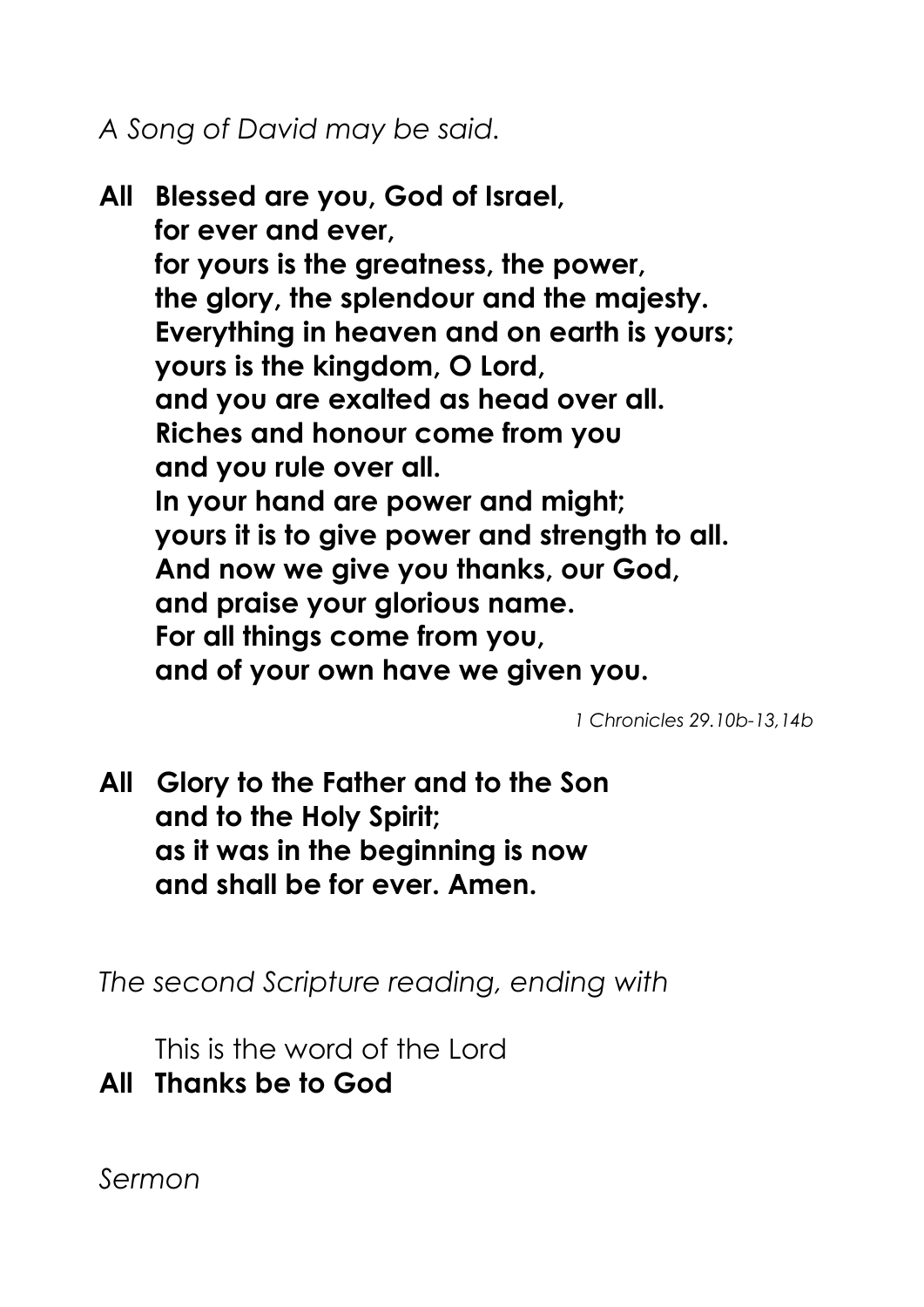*A Song of David may be said.*

**All Blessed are you, God of Israel,**
**for ever and ever,**
**for yours is the greatness, the power,**
**the glory, the splendour and the majesty.**
**Everything in heaven and on earth is yours;**
**yours is the kingdom, O Lord,**
**and you are exalted as head over all.**
**Riches and honour come from you**
**and you rule over all.**
**In your hand are power and might;**
**yours it is to give power and strength to all.**
**And now we give you thanks, our God,**
**and praise your glorious name.**
**For all things come from you,**
**and of your own have we given you.**

*1 Chronicles 29.10b-13,14b*

**All Glory to the Father and to the Son**
**and to the Holy Spirit;**
**as it was in the beginning is now**
**and shall be for ever. Amen.**

*The second Scripture reading, ending with*

This is the word of the Lord
**All Thanks be to God**

*Sermon*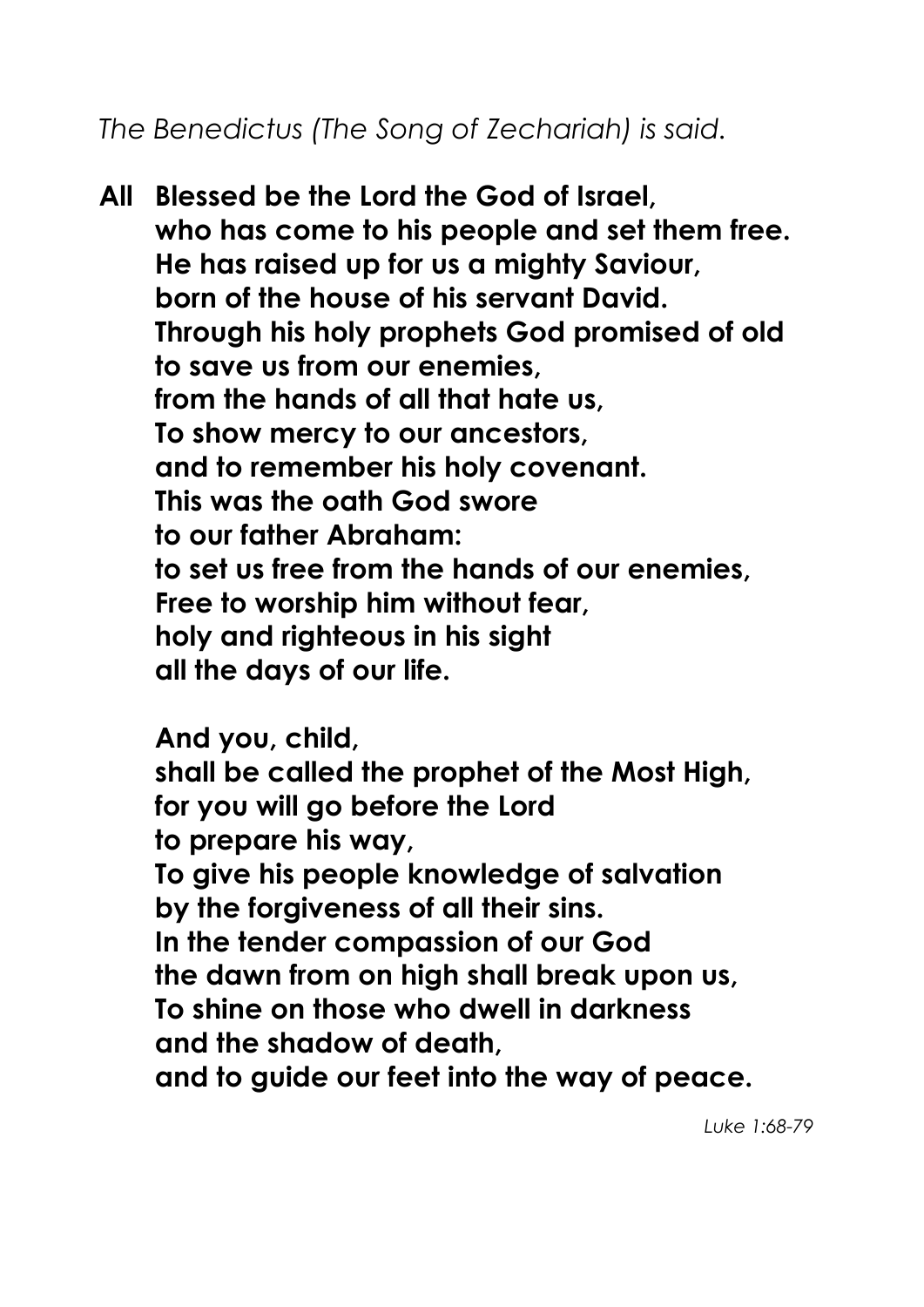*The Benedictus (The Song of Zechariah) is said.*

**All Blessed be the Lord the God of Israel,**
**who has come to his people and set them free.**
**He has raised up for us a mighty Saviour,**
**born of the house of his servant David.**
**Through his holy prophets God promised of old**
**to save us from our enemies,**
**from the hands of all that hate us,**
**To show mercy to our ancestors,**
**and to remember his holy covenant.**
**This was the oath God swore**
**to our father Abraham:**
**to set us free from the hands of our enemies,**
**Free to worship him without fear,**
**holy and righteous in his sight**
**all the days of our life.**

**And you, child,**
**shall be called the prophet of the Most High,**
**for you will go before the Lord**
**to prepare his way,**
**To give his people knowledge of salvation**
**by the forgiveness of all their sins.**
**In the tender compassion of our God**
**the dawn from on high shall break upon us,**
**To shine on those who dwell in darkness**
**and the shadow of death,**
**and to guide our feet into the way of peace.**

*Luke 1:68-79*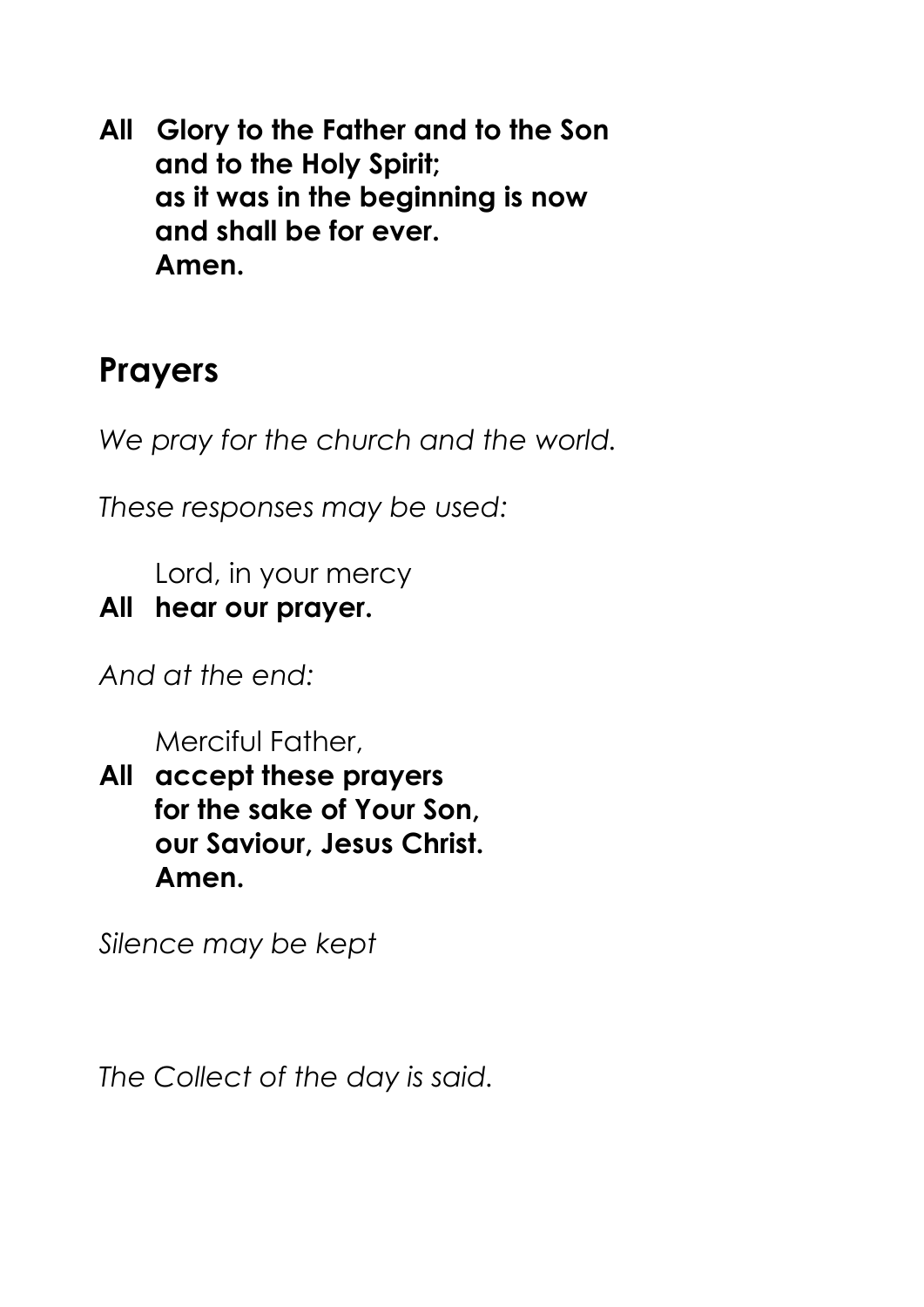**All Glory to the Father and to the Son**
**and to the Holy Spirit;**
**as it was in the beginning is now**
**and shall be for ever.**
**Amen.**

## Prayers

*We pray for the church and the world.*

*These responses may be used:*

Lord, in your mercy
**All hear our prayer.**

*And at the end:*

Merciful Father,
**All accept these prayers**
**for the sake of Your Son,**
**our Saviour, Jesus Christ.**
**Amen.**

*Silence may be kept*

*The Collect of the day is said.*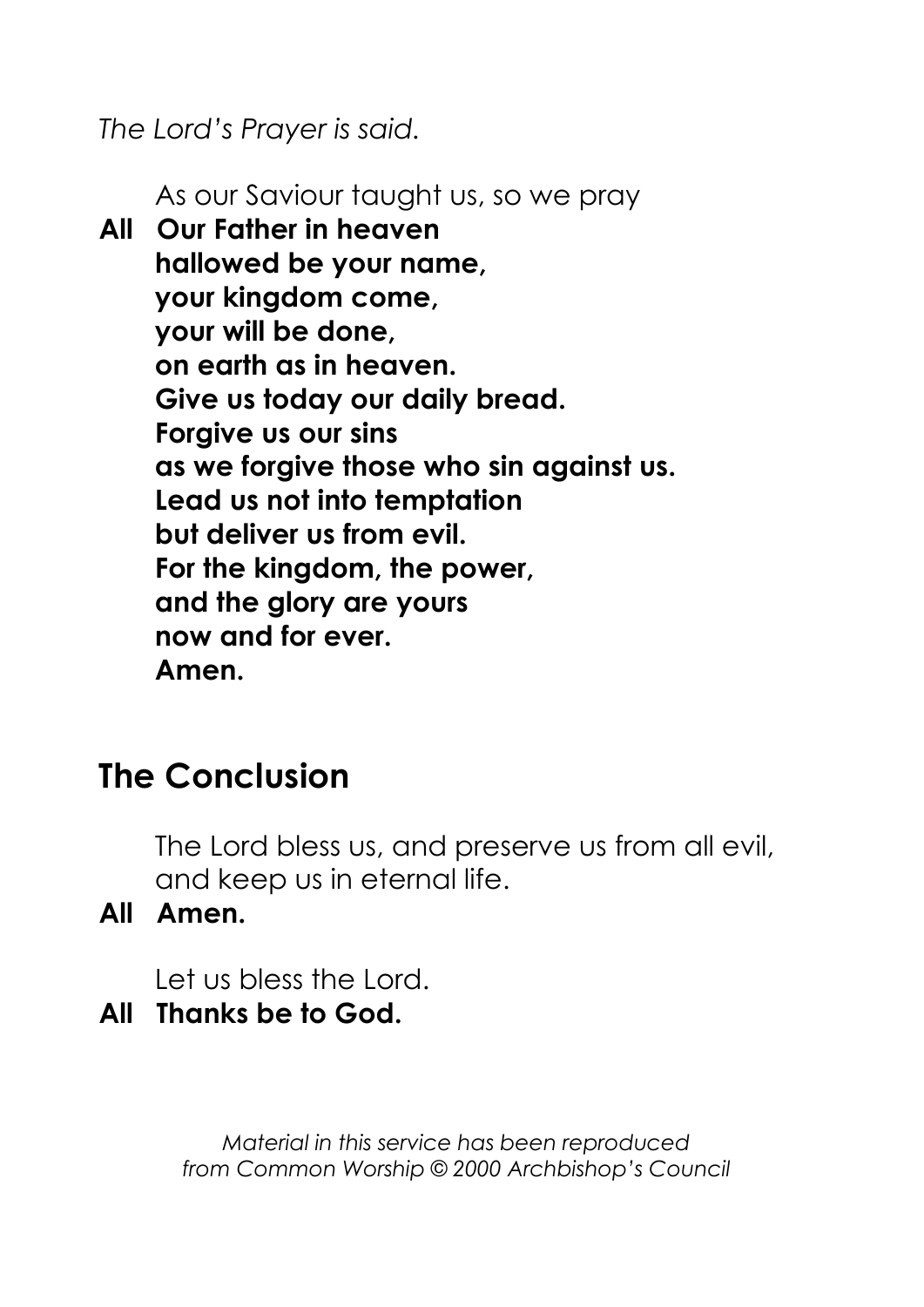*The Lord's Prayer is said.*

As our Saviour taught us, so we pray

**All Our Father in heaven**
**hallowed be your name,**
**your kingdom come,**
**your will be done,**
**on earth as in heaven.**
**Give us today our daily bread.**
**Forgive us our sins**
**as we forgive those who sin against us.**
**Lead us not into temptation**
**but deliver us from evil.**
**For the kingdom, the power,**
**and the glory are yours**
**now and for ever.**
**Amen.**

## The Conclusion

The Lord bless us, and preserve us from all evil,
and keep us in eternal life.

**All Amen.**

Let us bless the Lord.

**All Thanks be to God.**

*Material in this service has been reproduced from Common Worship © 2000 Archbishop's Council*